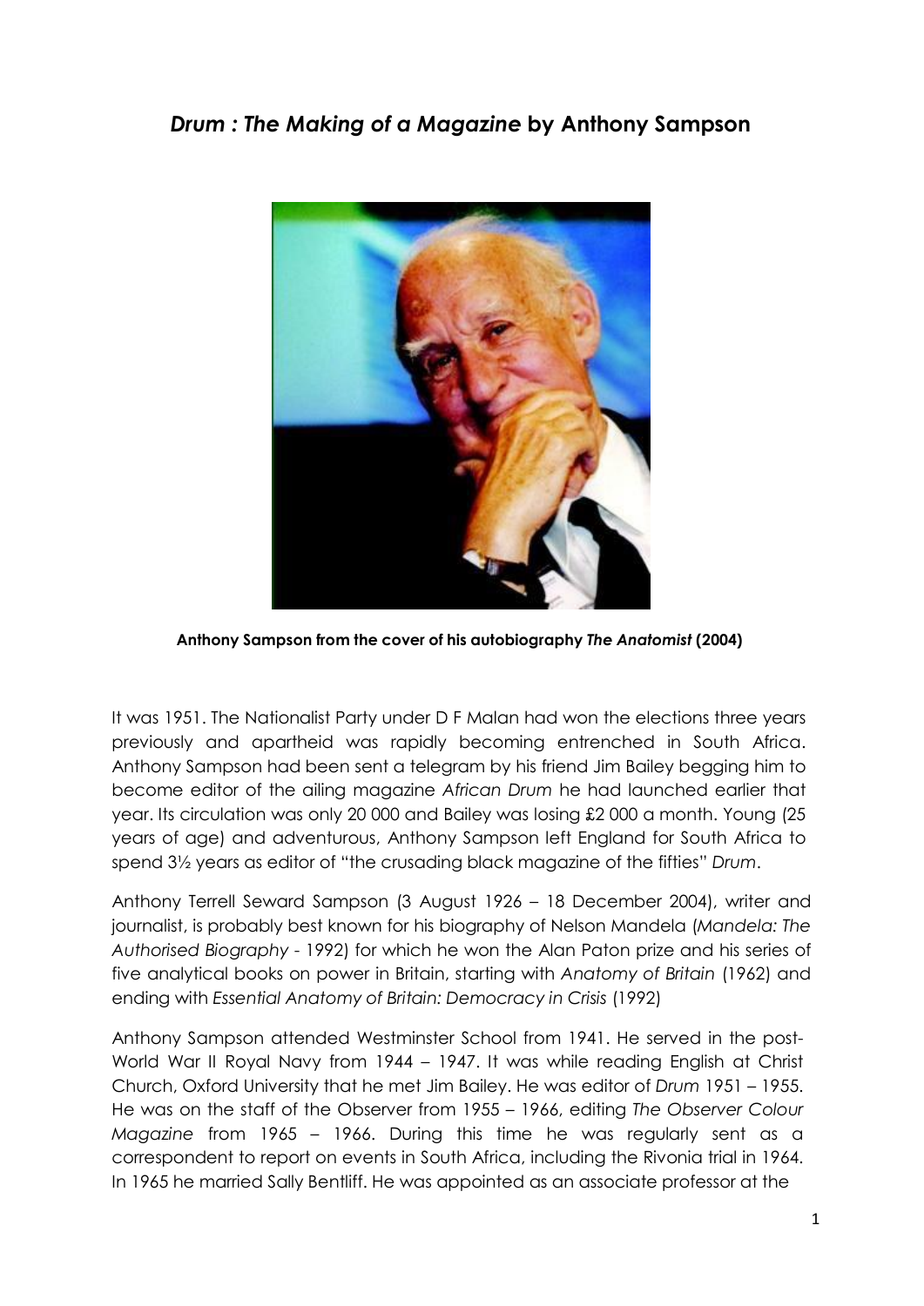# *Drum : The Making of a Magazine* by Anthony Sampson

**Anthony Sampson from the cover of his autobiography *The Anatomist* (2004)**

It was 1951. The Nationalist Party under D F Malan had won the elections three years previously and apartheid was rapidly becoming entrenched in South Africa. Anthony Sampson had been sent a telegram by his friend Jim Bailey begging him to become editor of the ailing magazine *African Drum* he had launched earlier that year. Its circulation was only 20 000 and Bailey was losing £2 000 a month. Young (25 years of age) and adventurous, Anthony Sampson left England for South Africa to spend 3½ years as editor of "the crusading black magazine of the fifties" *Drum*.

Anthony Terrell Seward Sampson (3 August 1926 – 18 December 2004), writer and journalist, is probably best known for his biography of Nelson Mandela (*Mandela: The Authorised Biography* - 1992) for which he won the Alan Paton prize and his series of five analytical books on power in Britain, starting with *Anatomy of Britain* (1962) and ending with *Essential Anatomy of Britain: Democracy in Crisis* (1992)

Anthony Sampson attended Westminster School from 1941. He served in the post-World War II Royal Navy from 1944 – 1947. It was while reading English at Christ Church, Oxford University that he met Jim Bailey. He was editor of *Drum* 1951 – 1955. He was on the staff of the Observer from 1955 – 1966, editing *The Observer Colour Magazine* from 1965 – 1966. During this time he was regularly sent as a correspondent to report on events in South Africa, including the Rivonia trial in 1964. In 1965 he married Sally Bentliff. He was appointed as an associate professor at the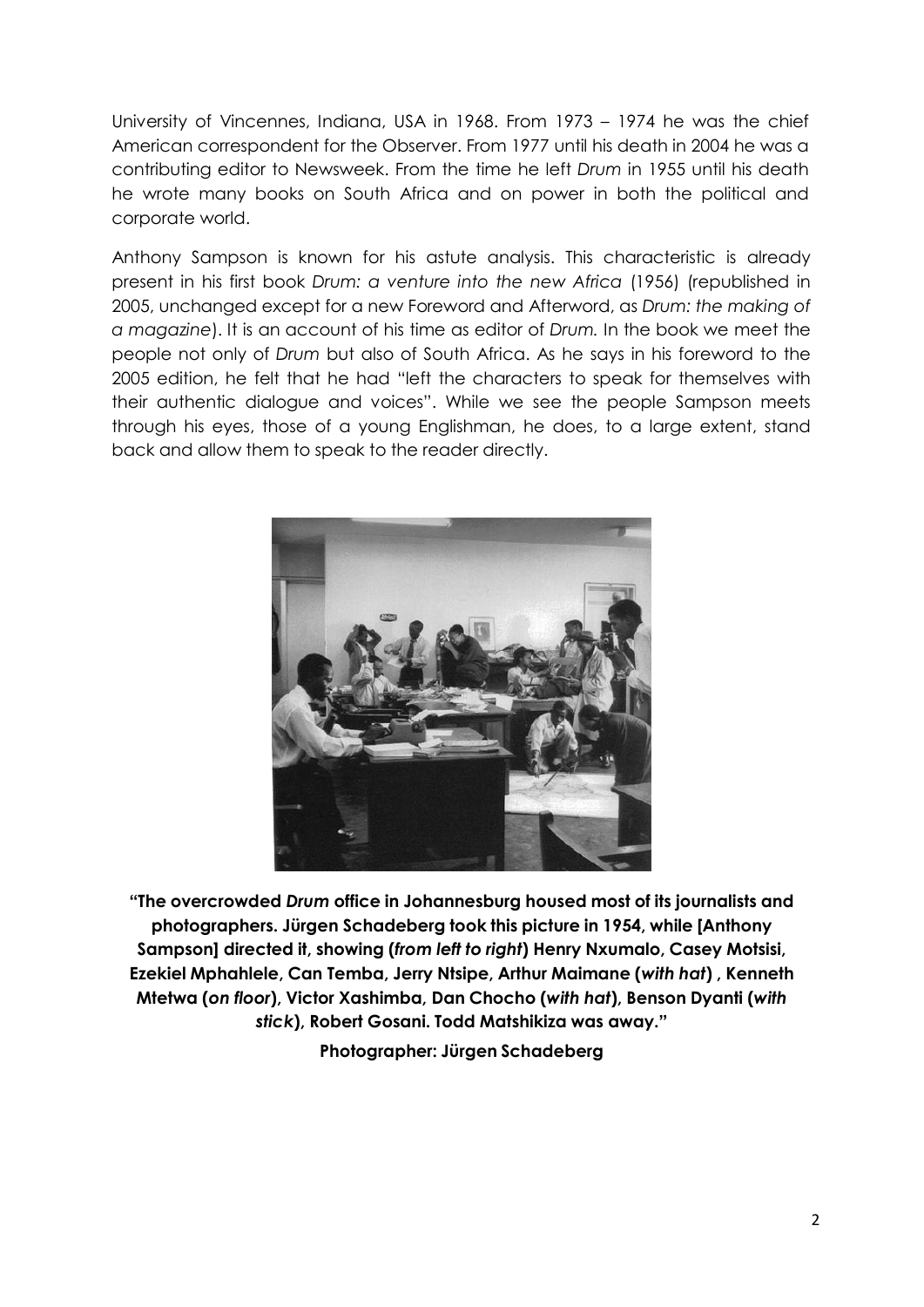University of Vincennes, Indiana, USA in 1968. From 1973 – 1974 he was the chief American correspondent for the Observer. From 1977 until his death in 2004 he was a contributing editor to Newsweek. From the time he left *Drum* in 1955 until his death he wrote many books on South Africa and on power in both the political and corporate world.

Anthony Sampson is known for his astute analysis. This characteristic is already present in his first book *Drum: a venture into the new Africa* (1956) (republished in 2005, unchanged except for a new Foreword and Afterword, as *Drum: the making of a magazine*). It is an account of his time as editor of *Drum.* In the book we meet the people not only of *Drum* but also of South Africa. As he says in his foreword to the 2005 edition, he felt that he had "left the characters to speak for themselves with their authentic dialogue and voices". While we see the people Sampson meets through his eyes, those of a young Englishman, he does, to a large extent, stand back and allow them to speak to the reader directly.

**"The overcrowded *Drum* office in Johannesburg housed most of its journalists and photographers. Jürgen Schadeberg took this picture in 1954, while [Anthony Sampson] directed it, showing (*from left to right*) Henry Nxumalo, Casey Motsisi, Ezekiel Mphahlele, Can Temba, Jerry Ntsipe, Arthur Maimane (*with hat*) , Kenneth Mtetwa (*on floor*), Victor Xashimba, Dan Chocho (*with hat*), Benson Dyanti (*with stick*), Robert Gosani. Todd Matshikiza was away."**

**Photographer: Jürgen Schadeberg**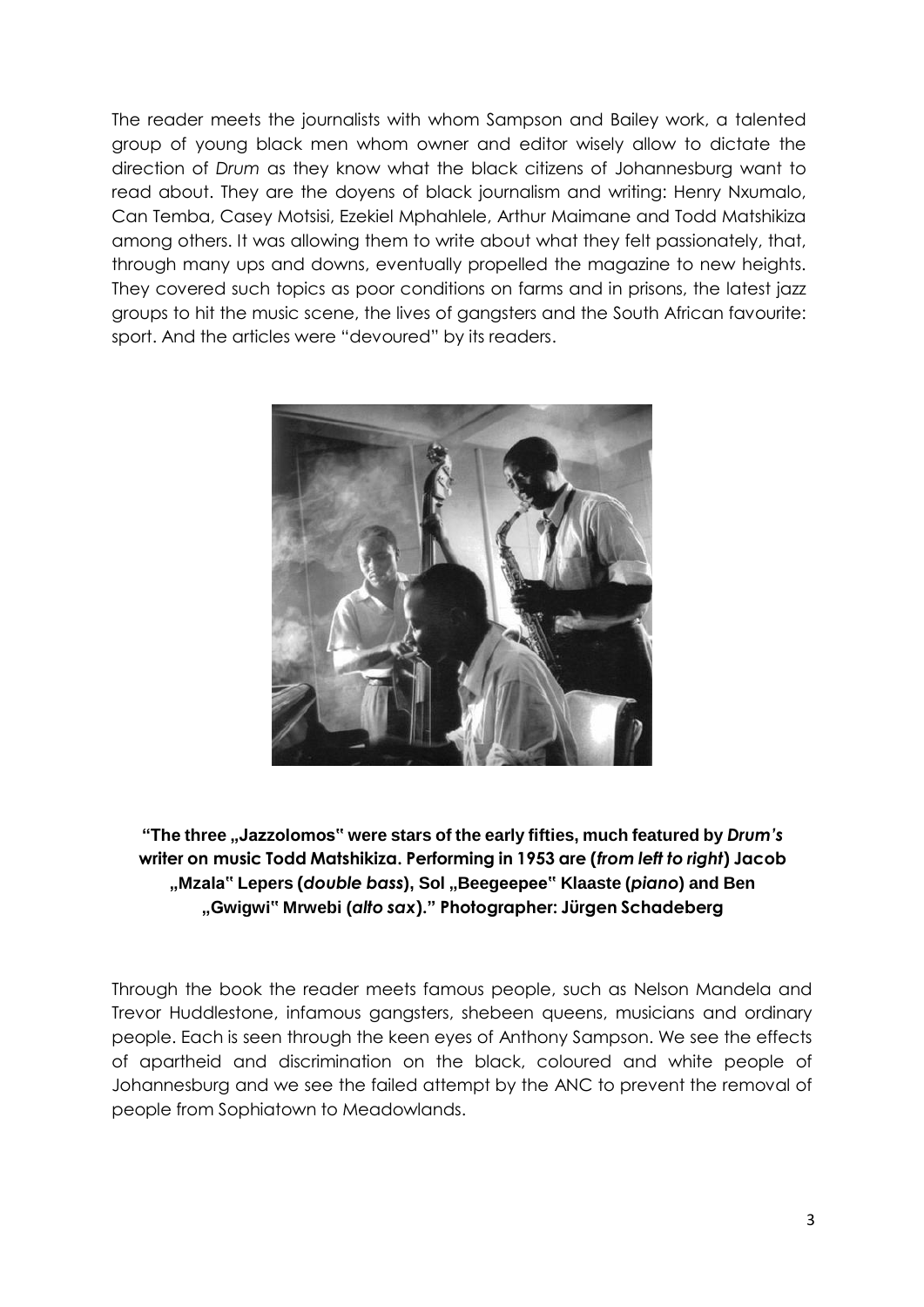The reader meets the journalists with whom Sampson and Bailey work, a talented group of young black men whom owner and editor wisely allow to dictate the direction of *Drum* as they know what the black citizens of Johannesburg want to read about. They are the doyens of black journalism and writing: Henry Nxumalo, Can Temba, Casey Motsisi, Ezekiel Mphahlele, Arthur Maimane and Todd Matshikiza among others. It was allowing them to write about what they felt passionately, that, through many ups and downs, eventually propelled the magazine to new heights. They covered such topics as poor conditions on farms and in prisons, the latest jazz groups to hit the music scene, the lives of gangsters and the South African favourite: sport. And the articles were "devoured" by its readers.

**"The three „Jazzolomos" were stars of the early fifties, much featured by *Drum's* writer on music Todd Matshikiza. Performing in 1953 are (*from left to right*) Jacob „Mzala" Lepers (*double bass*), Sol „Beegeepee" Klaaste (*piano*) and Ben „Gwigwi" Mrwebi (*alto sax*)." Photographer: Jürgen Schadeberg**

Through the book the reader meets famous people, such as Nelson Mandela and Trevor Huddlestone, infamous gangsters, shebeen queens, musicians and ordinary people. Each is seen through the keen eyes of Anthony Sampson. We see the effects of apartheid and discrimination on the black, coloured and white people of Johannesburg and we see the failed attempt by the ANC to prevent the removal of people from Sophiatown to Meadowlands.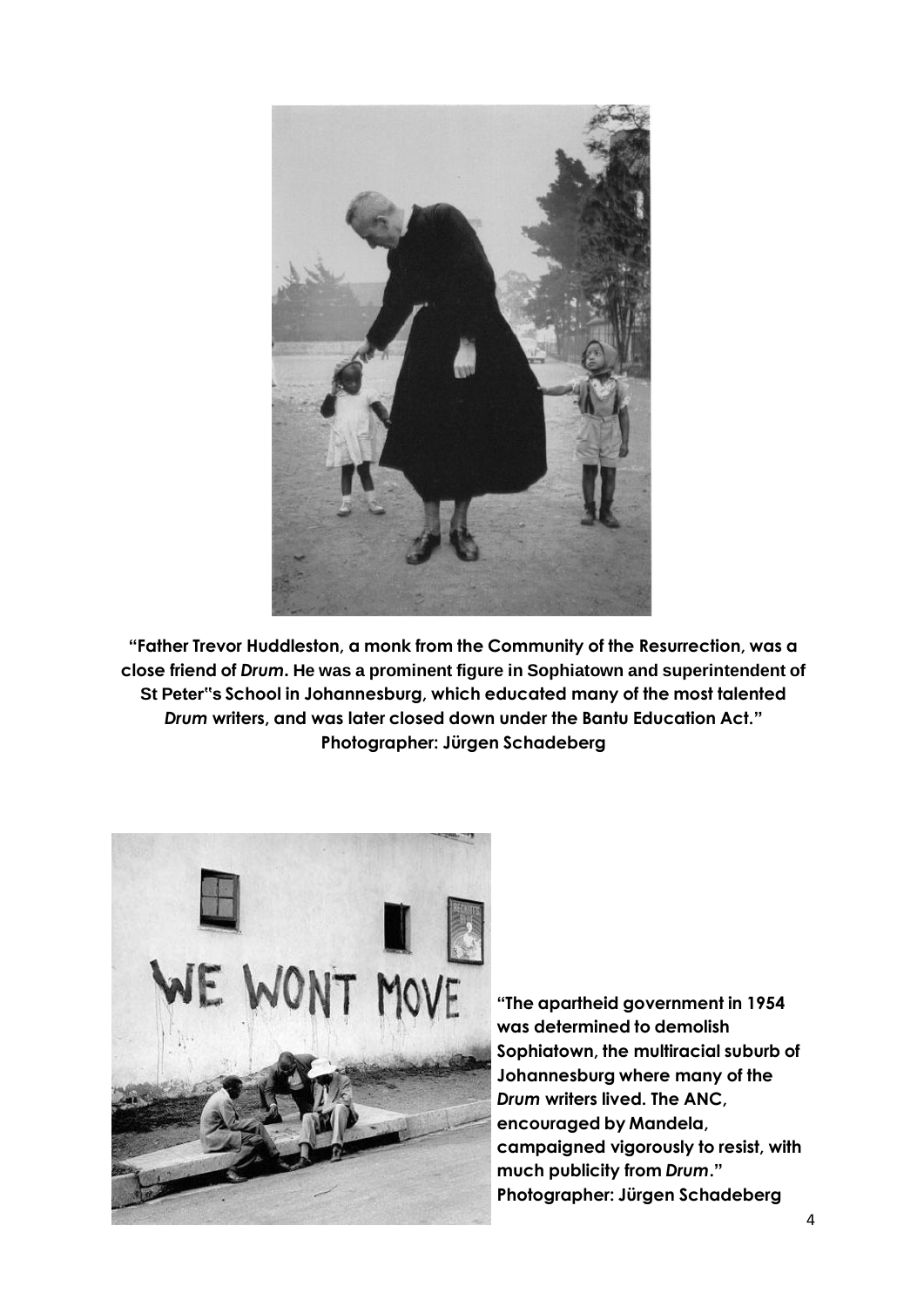**"Father Trevor Huddleston, a monk from the Community of the Resurrection, was a close friend of *Drum*. He was a prominent figure in Sophiatown and superintendent of St Peter"s School in Johannesburg, which educated many of the most talented *Drum* writers, and was later closed down under the Bantu Education Act." Photographer: Jürgen Schadeberg**

**"The apartheid government in 1954 was determined to demolish Sophiatown, the multiracial suburb of Johannesburg where many of the *Drum* writers lived. The ANC, encouraged by Mandela, campaigned vigorously to resist, with much publicity from *Drum*." Photographer: Jürgen Schadeberg**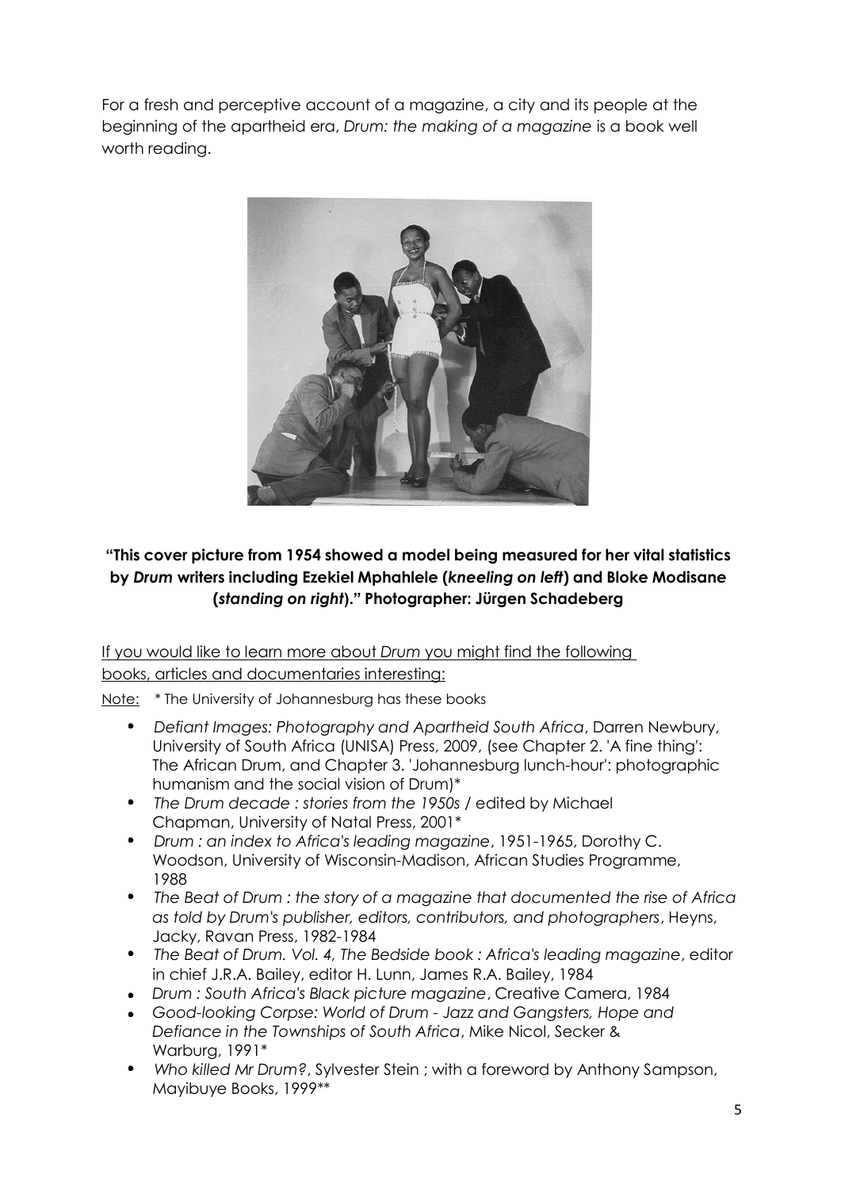For a fresh and perceptive account of a magazine, a city and its people at the beginning of the apartheid era, *Drum: the making of a magazine* is a book well worth reading.

**"This cover picture from 1954 showed a model being measured for her vital statistics by *Drum* writers including Ezekiel Mphahlele (*kneeling on left*) and Bloke Modisane (*standing on right*)." Photographer: Jürgen Schadeberg**

<u>If you would like to learn more about *Drum* you might find the following books, articles and documentaries interesting:</u>

<u>Note:</u> * The University of Johannesburg has these books

- *Defiant Images: Photography and Apartheid South Africa*, Darren Newbury, University of South Africa (UNISA) Press, 2009, (see Chapter 2. 'A fine thing': The African Drum, and Chapter 3. 'Johannesburg lunch-hour': photographic humanism and the social vision of Drum)*
- *The Drum decade : stories from the 1950s* / edited by Michael Chapman, University of Natal Press, 2001*
- *Drum : an index to Africa's leading magazine*, 1951-1965, Dorothy C. Woodson, University of Wisconsin-Madison, African Studies Programme, 1988
- *The Beat of Drum : the story of a magazine that documented the rise of Africa as told by Drum's publisher, editors, contributors, and photographers*, Heyns, Jacky, Ravan Press, 1982-1984
- *The Beat of Drum. Vol. 4, The Bedside book : Africa's leading magazine*, editor in chief J.R.A. Bailey, editor H. Lunn, James R.A. Bailey, 1984
- *Drum : South Africa's Black picture magazine*, Creative Camera, 1984
- *Good-looking Corpse: World of Drum - Jazz and Gangsters, Hope and Defiance in the Townships of South Africa*, Mike Nicol, Secker & Warburg, 1991*
- *Who killed Mr Drum?*, Sylvester Stein ; with a foreword by Anthony Sampson, Mayibuye Books, 1999**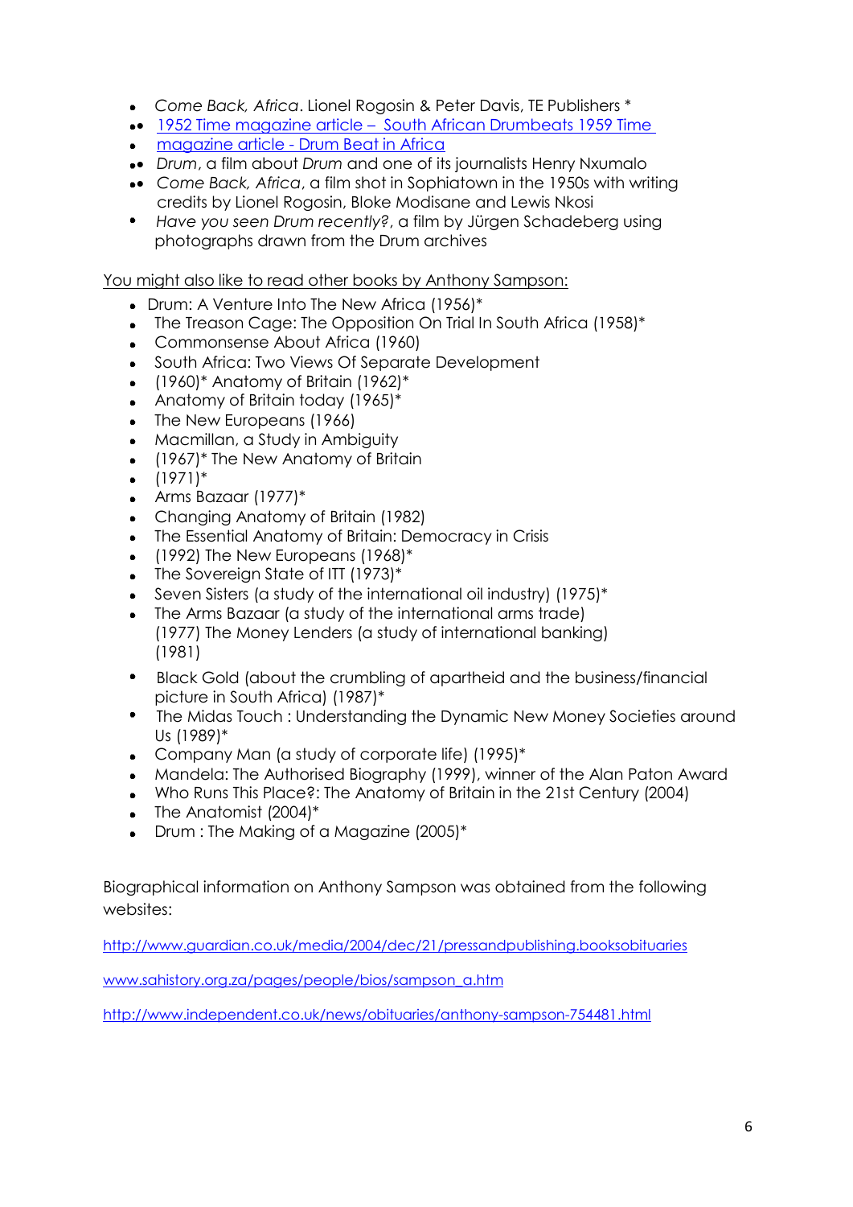- *Come Back, Africa*. Lionel Rogosin & Peter Davis, TE Publishers *
- 1952 Time magazine article – South African Drumbeats 1959 Time
- magazine article - Drum Beat in Africa
- *Drum*, a film about *Drum* and one of its journalists Henry Nxumalo
- *Come Back, Africa*, a film shot in Sophiatown in the 1950s with writing credits by Lionel Rogosin, Bloke Modisane and Lewis Nkosi
- *Have you seen Drum recently?*, a film by Jürgen Schadeberg using photographs drawn from the Drum archives

You might also like to read other books by Anthony Sampson:

- Drum: A Venture Into The New Africa (1956)*
- The Treason Cage: The Opposition On Trial In South Africa (1958)*
- Commonsense About Africa (1960)
- South Africa: Two Views Of Separate Development
- (1960)* Anatomy of Britain (1962)*
- Anatomy of Britain today (1965)*
- The New Europeans (1966)
- Macmillan, a Study in Ambiguity
- (1967)* The New Anatomy of Britain
- (1971)*
- Arms Bazaar (1977)*
- Changing Anatomy of Britain (1982)
- The Essential Anatomy of Britain: Democracy in Crisis
- (1992) The New Europeans (1968)*
- The Sovereign State of ITT (1973)*
- Seven Sisters (a study of the international oil industry) (1975)*
- The Arms Bazaar (a study of the international arms trade) (1977) The Money Lenders (a study of international banking) (1981)
- Black Gold (about the crumbling of apartheid and the business/financial picture in South Africa) (1987)*
- The Midas Touch : Understanding the Dynamic New Money Societies around Us (1989)*
- Company Man (a study of corporate life) (1995)*
- Mandela: The Authorised Biography (1999), winner of the Alan Paton Award
- Who Runs This Place?: The Anatomy of Britain in the 21st Century (2004)
- The Anatomist (2004)*
- Drum : The Making of a Magazine (2005)*

Biographical information on Anthony Sampson was obtained from the following websites:

http://www.guardian.co.uk/media/2004/dec/21/pressandpublishing.booksobituaries

www.sahistory.org.za/pages/people/bios/sampson_a.htm

http://www.independent.co.uk/news/obituaries/anthony-sampson-754481.html